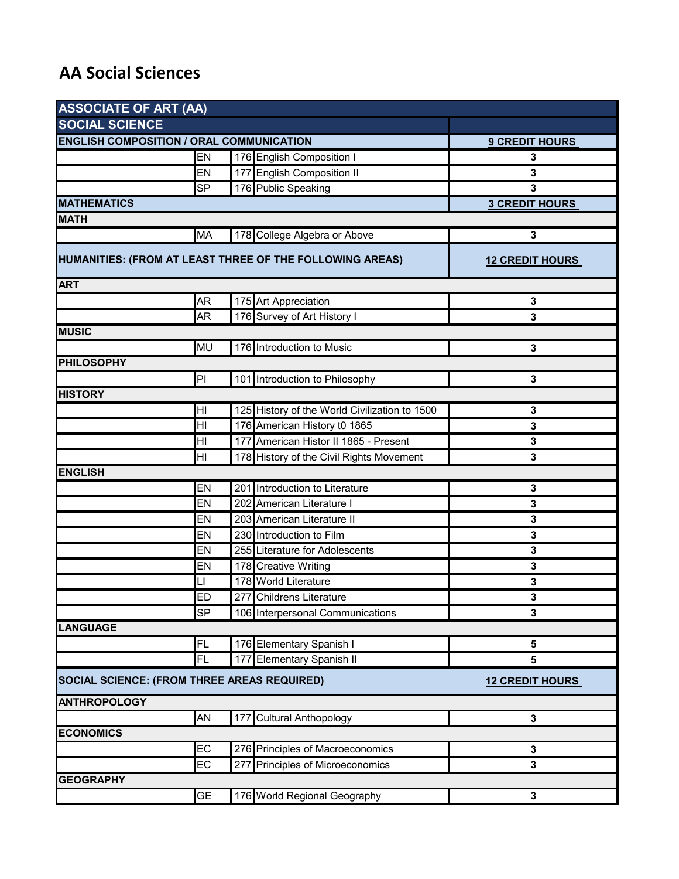# AA Social Sciences

| ASSOCIATE OF ART (AA) | | | | |
|---|---|---|---|---|
| **SOCIAL SCIENCE** | | | | |
| **ENGLISH COMPOSITION / ORAL COMMUNICATION** | | | | **9 CREDIT HOURS** |
| | EN | 176 | English Composition I | 3 |
| | EN | 177 | English Composition II | 3 |
| | SP | 176 | Public Speaking | 3 |
| **MATHEMATICS** | | | | **3 CREDIT HOURS** |
| **MATH** | | | | |
| | MA | 178 | College Algebra or Above | 3 |
| **HUMANITIES: (FROM AT LEAST THREE OF THE FOLLOWING AREAS)** | | | | **12 CREDIT HOURS** |
| **ART** | | | | |
| | AR | 175 | Art Appreciation | 3 |
| | AR | 176 | Survey of Art History I | 3 |
| **MUSIC** | | | | |
| | MU | 176 | Introduction to Music | 3 |
| **PHILOSOPHY** | | | | |
| | PI | 101 | Introduction to Philosophy | 3 |
| **HISTORY** | | | | |
| | HI | 125 | History of the World Civilization to 1500 | 3 |
| | HI | 176 | American History t0 1865 | 3 |
| | HI | 177 | American Histor II 1865 - Present | 3 |
| | HI | 178 | History of the Civil Rights Movement | 3 |
| **ENGLISH** | | | | |
| | EN | 201 | Introduction to Literature | 3 |
| | EN | 202 | American Literature I | 3 |
| | EN | 203 | American Literature II | 3 |
| | EN | 230 | Introduction to Film | 3 |
| | EN | 255 | Literature for Adolescents | 3 |
| | EN | 178 | Creative Writing | 3 |
| | LI | 178 | World Literature | 3 |
| | ED | 277 | Childrens Literature | 3 |
| | SP | 106 | Interpersonal Communications | 3 |
| **LANGUAGE** | | | | |
| | FL | 176 | Elementary Spanish I | 5 |
| | FL | 177 | Elementary Spanish II | 5 |
| **SOCIAL SCIENCE: (FROM THREE AREAS REQUIRED)** | | | | **12 CREDIT HOURS** |
| **ANTHROPOLOGY** | | | | |
| | AN | 177 | Cultural Anthopology | 3 |
| **ECONOMICS** | | | | |
| | EC | 276 | Principles of Macroeconomics | 3 |
| | EC | 277 | Principles of Microeconomics | 3 |
| **GEOGRAPHY** | | | | |
| | GE | 176 | World Regional Geography | 3 |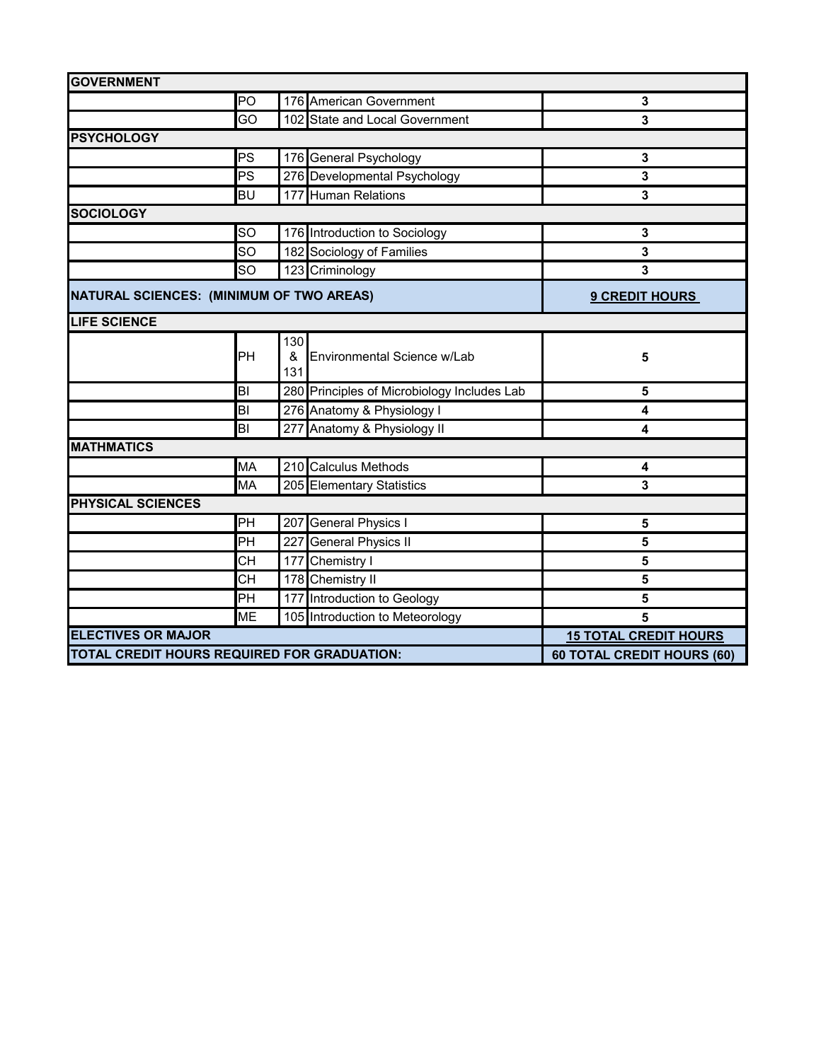| | | | | |
|---|---|---|---|---|
| **GOVERNMENT** | | | | |
| | PO | 176 | American Government | **3** |
| | GO | 102 | State and Local Government | **3** |
| **PSYCHOLOGY** | | | | |
| | PS | 176 | General Psychology | **3** |
| | PS | 276 | Developmental Psychology | **3** |
| | BU | 177 | Human Relations | **3** |
| **SOCIOLOGY** | | | | |
| | SO | 176 | Introduction to Sociology | **3** |
| | SO | 182 | Sociology of Families | **3** |
| | SO | 123 | Criminology | **3** |
| **NATURAL SCIENCES: (MINIMUM OF TWO AREAS)** | | | | **9 CREDIT HOURS** |
| **LIFE SCIENCE** | | | | |
| | PH | 130 & 131 | Environmental Science w/Lab | **5** |
| | BI | 280 | Principles of Microbiology Includes Lab | **5** |
| | BI | 276 | Anatomy & Physiology I | **4** |
| | BI | 277 | Anatomy & Physiology II | **4** |
| **MATHMATICS** | | | | |
| | MA | 210 | Calculus Methods | **4** |
| | MA | 205 | Elementary Statistics | **3** |
| **PHYSICAL SCIENCES** | | | | |
| | PH | 207 | General Physics I | **5** |
| | PH | 227 | General Physics II | **5** |
| | CH | 177 | Chemistry I | **5** |
| | CH | 178 | Chemistry II | **5** |
| | PH | 177 | Introduction to Geology | **5** |
| | ME | 105 | Introduction to Meteorology | **5** |
| **ELECTIVES OR MAJOR** | | | | **15 TOTAL CREDIT HOURS** |
| **TOTAL CREDIT HOURS REQUIRED FOR GRADUATION:** | | | | **60 TOTAL CREDIT HOURS (60)** |